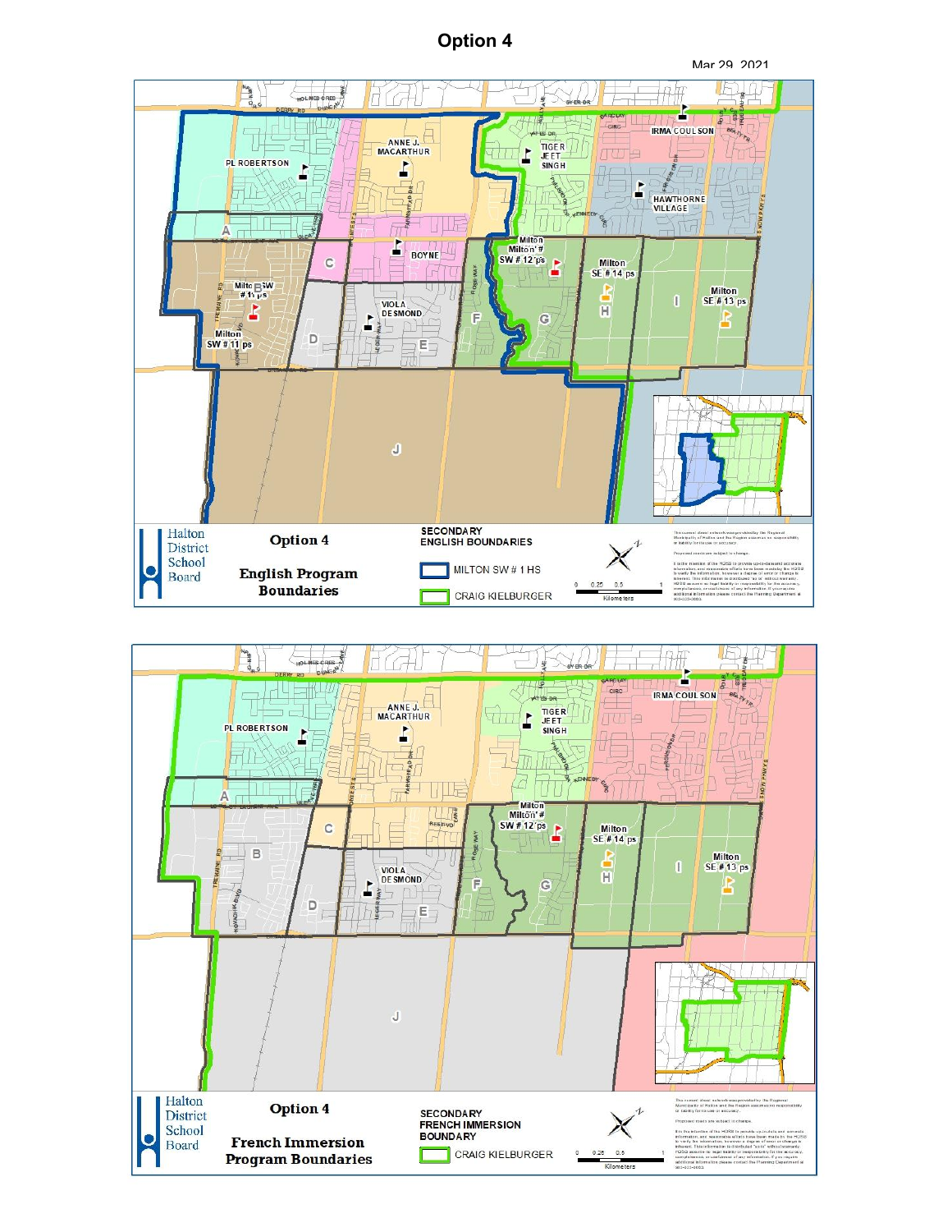# Option 4

Mar 29, 2021

## Option 4 — English Program Boundaries

Halton District School Board

**SECONDARY ENGLISH BOUNDARIES**

- MILTON SW # 1 HS
- CRAIG KIELBURGER

PL ROBERTSON, ANNE J. MACARTHUR, TIGER JEET SINGH, IRMA COULSON, HAWTHORNE VILLAGE, BOYNE, VIOLA DESMOND, Milton SW # 11 ps, Milton SW # 12 ps, Milton SE # 14 ps, Milton SE # 13 ps

A, B, C, D, E, F, G, H, I, J

0 0.25 0.5 1 Kilometers

## Option 4 — French Immersion Program Boundaries

Halton District School Board

**SECONDARY FRENCH IMMERSION BOUNDARY**

- CRAIG KIELBURGER

PL ROBERTSON, ANNE J. MACARTHUR, TIGER JEET SINGH, IRMA COULSON, VIOLA DESMOND, Milton SW # 12 ps, Milton SE # 14 ps, Milton SE # 13 ps

A, B, C, D, E, F, G, H, I, J

0 0.25 0.5 1 Kilometers

Proposed roads are subject to change.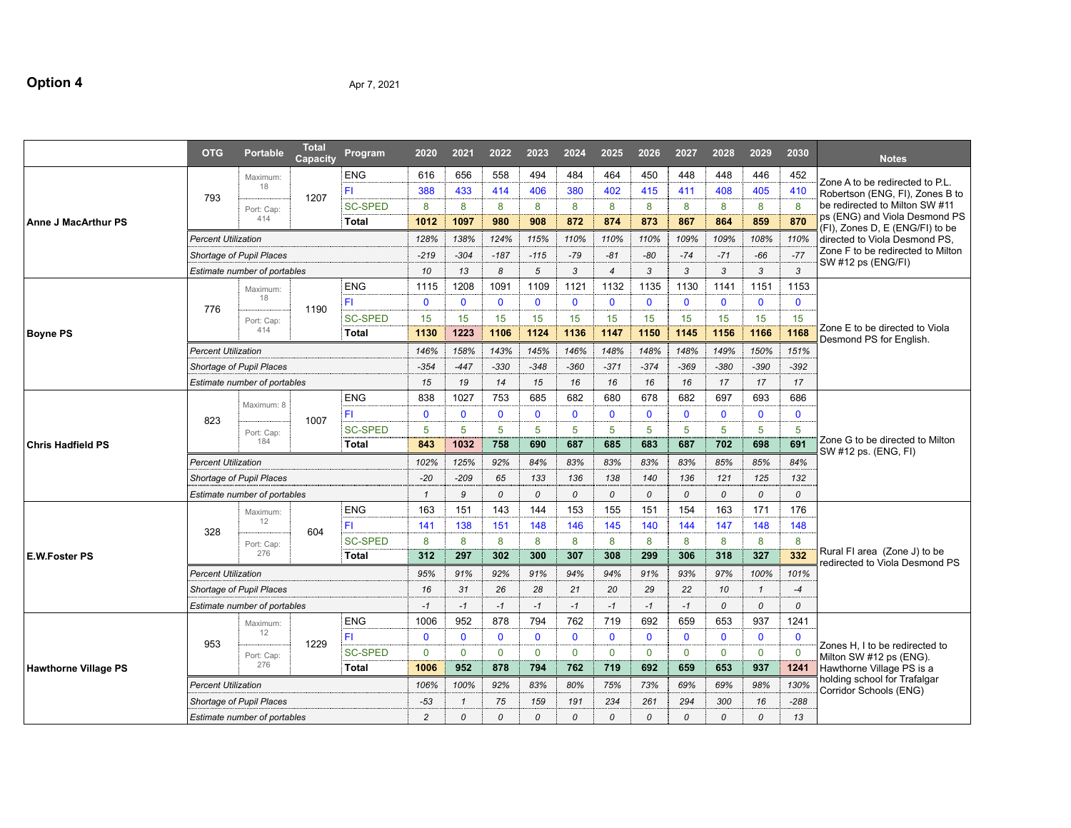**Option 4**

Apr 7, 2021

| | OTG | Portable | Total Capacity | Program | 2020 | 2021 | 2022 | 2023 | 2024 | 2025 | 2026 | 2027 | 2028 | 2029 | 2030 | Notes |
|---|---|---|---|---|---|---|---|---|---|---|---|---|---|---|---|---|
| **Anne J MacArthur PS** | 793 | Maximum: 18 | 1207 | ENG | 616 | 656 | 558 | 494 | 484 | 464 | 450 | 448 | 448 | 446 | 452 | Zone A to be redirected to P.L. Robertson (ENG, FI), Zones B to be redirected to Milton SW #11 ps (ENG) and Viola Desmond PS (FI), Zones D, E (ENG/FI) to be directed to Viola Desmond PS, Zone F to be redirected to Milton SW #12 ps (ENG/FI) |
| | | | | FI | 388 | 433 | 414 | 406 | 380 | 402 | 415 | 411 | 408 | 405 | 410 | |
| | | Port. Cap: 414 | | SC-SPED | 8 | 8 | 8 | 8 | 8 | 8 | 8 | 8 | 8 | 8 | 8 | |
| | | | | **Total** | **1012** | **1097** | **980** | **908** | **872** | **874** | **873** | **867** | **864** | **859** | **870** | |
| | *Percent Utilization* | | | | *128%* | *138%* | *124%* | *115%* | *110%* | *110%* | *110%* | *109%* | *109%* | *108%* | *110%* | |
| | *Shortage of Pupil Places* | | | | *-219* | *-304* | *-187* | *-115* | *-79* | *-81* | *-80* | *-74* | *-71* | *-66* | *-77* | |
| | *Estimate number of portables* | | | | *10* | *13* | *8* | *5* | *3* | *4* | *3* | *3* | *3* | *3* | *3* | |
| **Boyne PS** | 776 | Maximum: 18 | 1190 | ENG | 1115 | 1208 | 1091 | 1109 | 1121 | 1132 | 1135 | 1130 | 1141 | 1151 | 1153 | Zone E to be directed to Viola Desmond PS for English. |
| | | | | FI | 0 | 0 | 0 | 0 | 0 | 0 | 0 | 0 | 0 | 0 | 0 | |
| | | Port. Cap: 414 | | SC-SPED | 15 | 15 | 15 | 15 | 15 | 15 | 15 | 15 | 15 | 15 | 15 | |
| | | | | **Total** | **1130** | **1223** | **1106** | **1124** | **1136** | **1147** | **1150** | **1145** | **1156** | **1166** | **1168** | |
| | *Percent Utilization* | | | | *146%* | *158%* | *143%* | *145%* | *146%* | *148%* | *148%* | *148%* | *149%* | *150%* | *151%* | |
| | *Shortage of Pupil Places* | | | | *-354* | *-447* | *-330* | *-348* | *-360* | *-371* | *-374* | *-369* | *-380* | *-390* | *-392* | |
| | *Estimate number of portables* | | | | *15* | *19* | *14* | *15* | *16* | *16* | *16* | *16* | *17* | *17* | *17* | |
| **Chris Hadfield PS** | 823 | Maximum: 8 | 1007 | ENG | 838 | 1027 | 753 | 685 | 682 | 680 | 678 | 682 | 697 | 693 | 686 | Zone G to be directed to Milton SW #12 ps. (ENG, FI) |
| | | | | FI | 0 | 0 | 0 | 0 | 0 | 0 | 0 | 0 | 0 | 0 | 0 | |
| | | Port. Cap: 184 | | SC-SPED | 5 | 5 | 5 | 5 | 5 | 5 | 5 | 5 | 5 | 5 | 5 | |
| | | | | **Total** | **843** | **1032** | **758** | **690** | **687** | **685** | **683** | **687** | **702** | **698** | **691** | |
| | *Percent Utilization* | | | | *102%* | *125%* | *92%* | *84%* | *83%* | *83%* | *83%* | *83%* | *85%* | *85%* | *84%* | |
| | *Shortage of Pupil Places* | | | | *-20* | *-209* | *65* | *133* | *136* | *138* | *140* | *136* | *121* | *125* | *132* | |
| | *Estimate number of portables* | | | | *1* | *9* | *0* | *0* | *0* | *0* | *0* | *0* | *0* | *0* | *0* | |
| **E.W.Foster PS** | 328 | Maximum: 12 | 604 | ENG | 163 | 151 | 143 | 144 | 153 | 155 | 151 | 154 | 163 | 171 | 176 | Rural FI area (Zone J) to be redirected to Viola Desmond PS |
| | | | | FI | 141 | 138 | 151 | 148 | 146 | 145 | 140 | 144 | 147 | 148 | 148 | |
| | | Port. Cap: 276 | | SC-SPED | 8 | 8 | 8 | 8 | 8 | 8 | 8 | 8 | 8 | 8 | 8 | |
| | | | | **Total** | **312** | **297** | **302** | **300** | **307** | **308** | **299** | **306** | **318** | **327** | **332** | |
| | *Percent Utilization* | | | | *95%* | *91%* | *92%* | *91%* | *94%* | *94%* | *91%* | *93%* | *97%* | *100%* | *101%* | |
| | *Shortage of Pupil Places* | | | | *16* | *31* | *26* | *28* | *21* | *20* | *29* | *22* | *10* | *1* | *-4* | |
| | *Estimate number of portables* | | | | *-1* | *-1* | *-1* | *-1* | *-1* | *-1* | *-1* | *-1* | *0* | *0* | *0* | |
| **Hawthorne Village PS** | 953 | Maximum: 12 | 1229 | ENG | 1006 | 952 | 878 | 794 | 762 | 719 | 692 | 659 | 653 | 937 | 1241 | Zones H, I to be redirected to Milton SW #12 ps (ENG). Hawthorne Village PS is a holding school for Trafalgar Corridor Schools (ENG) |
| | | | | FI | 0 | 0 | 0 | 0 | 0 | 0 | 0 | 0 | 0 | 0 | 0 | |
| | | Port. Cap: 276 | | SC-SPED | 0 | 0 | 0 | 0 | 0 | 0 | 0 | 0 | 0 | 0 | 0 | |
| | | | | **Total** | **1006** | **952** | **878** | **794** | **762** | **719** | **692** | **659** | **653** | **937** | **1241** | |
| | *Percent Utilization* | | | | *106%* | *100%* | *92%* | *83%* | *80%* | *75%* | *73%* | *69%* | *69%* | *98%* | *130%* | |
| | *Shortage of Pupil Places* | | | | *-53* | *1* | *75* | *159* | *191* | *234* | *261* | *294* | *300* | *16* | *-288* | |
| | *Estimate number of portables* | | | | *2* | *0* | *0* | *0* | *0* | *0* | *0* | *0* | *0* | *0* | *13* | |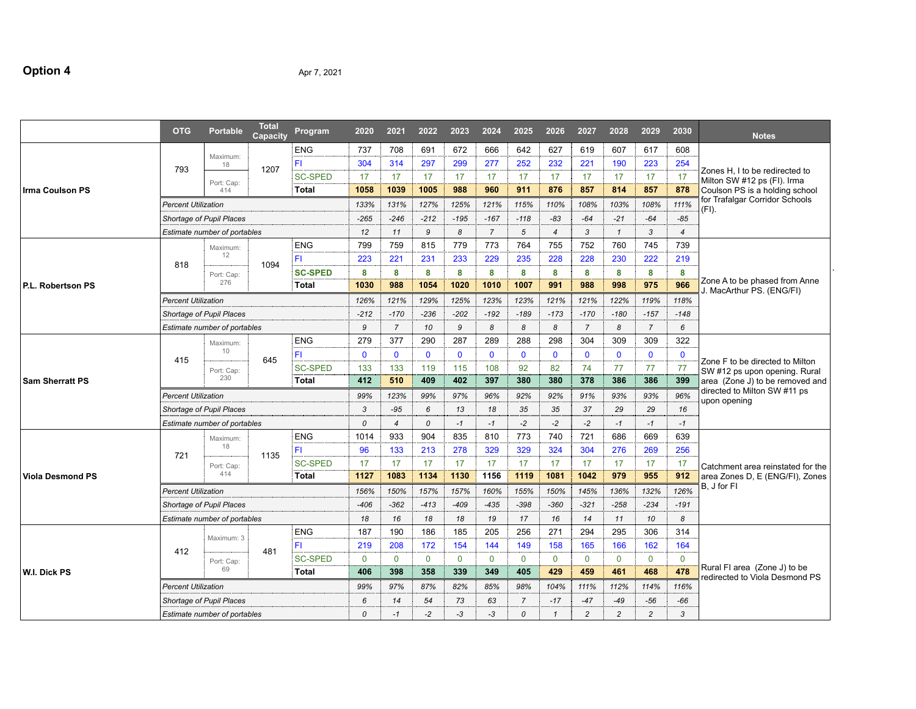# Option 4

Apr 7, 2021

| | OTG | Portable | Total Capacity | Program | 2020 | 2021 | 2022 | 2023 | 2024 | 2025 | 2026 | 2027 | 2028 | 2029 | 2030 | Notes |
|---|---|---|---|---|---|---|---|---|---|---|---|---|---|---|---|---|
| **Irma Coulson PS** | 793 | Maximum: 18 / Port. Cap: 414 | 1207 | ENG | 737 | 708 | 691 | 672 | 666 | 642 | 627 | 619 | 607 | 617 | 608 | Zones H, I to be redirected to Milton SW #12 ps (FI). Irma Coulson PS is a holding school for Trafalgar Corridor Schools (FI). |
| | | | | FI | 304 | 314 | 297 | 299 | 277 | 252 | 232 | 221 | 190 | 223 | 254 | |
| | | | | SC-SPED | 17 | 17 | 17 | 17 | 17 | 17 | 17 | 17 | 17 | 17 | 17 | |
| | | | | **Total** | **1058** | **1039** | **1005** | **988** | **960** | **911** | **876** | **857** | **814** | **857** | **878** | |
| | *Percent Utilization* | | | | *133%* | *131%* | *127%* | *125%* | *121%* | *115%* | *110%* | *108%* | *103%* | *108%* | *111%* | |
| | *Shortage of Pupil Places* | | | | *-265* | *-246* | *-212* | *-195* | *-167* | *-118* | *-83* | *-64* | *-21* | *-64* | *-85* | |
| | *Estimate number of portables* | | | | *12* | *11* | *9* | *8* | *7* | *5* | *4* | *3* | *1* | *3* | *4* | |
| **P.L. Robertson PS** | 818 | Maximum: 12 / Port. Cap: 276 | 1094 | ENG | 799 | 759 | 815 | 779 | 773 | 764 | 755 | 752 | 760 | 745 | 739 | Zone A to be phased from Anne J. MacArthur PS. (ENG/FI) |
| | | | | FI | 223 | 221 | 231 | 233 | 229 | 235 | 228 | 228 | 230 | 222 | 219 | |
| | | | | **SC-SPED** | **8** | **8** | **8** | **8** | **8** | **8** | **8** | **8** | **8** | **8** | **8** | |
| | | | | **Total** | **1030** | **988** | **1054** | **1020** | **1010** | **1007** | **991** | **988** | **998** | **975** | **966** | |
| | *Percent Utilization* | | | | *126%* | *121%* | *129%* | *125%* | *123%* | *123%* | *121%* | *121%* | *122%* | *119%* | *118%* | |
| | *Shortage of Pupil Places* | | | | *-212* | *-170* | *-236* | *-202* | *-192* | *-189* | *-173* | *-170* | *-180* | *-157* | *-148* | |
| | *Estimate number of portables* | | | | *9* | *7* | *10* | *9* | *8* | *8* | *8* | *7* | *8* | *7* | *6* | |
| **Sam Sherratt PS** | 415 | Maximum: 10 / Port. Cap: 230 | 645 | ENG | 279 | 377 | 290 | 287 | 289 | 288 | 298 | 304 | 309 | 309 | 322 | Zone F to be directed to Milton SW #12 ps upon opening. Rural area (Zone J) to be removed and directed to Milton SW #11 ps upon opening |
| | | | | FI | 0 | 0 | 0 | 0 | 0 | 0 | 0 | 0 | 0 | 0 | 0 | |
| | | | | SC-SPED | 133 | 133 | 119 | 115 | 108 | 92 | 82 | 74 | 77 | 77 | 77 | |
| | | | | **Total** | **412** | **510** | **409** | **402** | **397** | **380** | **380** | **378** | **386** | **386** | **399** | |
| | *Percent Utilization* | | | | *99%* | *123%* | *99%* | *97%* | *96%* | *92%* | *92%* | *91%* | *93%* | *93%* | *96%* | |
| | *Shortage of Pupil Places* | | | | *3* | *-95* | *6* | *13* | *18* | *35* | *35* | *37* | *29* | *29* | *16* | |
| | *Estimate number of portables* | | | | *0* | *4* | *0* | *-1* | *-1* | *-2* | *-2* | *-2* | *-1* | *-1* | *-1* | |
| **Viola Desmond PS** | 721 | Maximum: 18 / Port. Cap: 414 | 1135 | ENG | 1014 | 933 | 904 | 835 | 810 | 773 | 740 | 721 | 686 | 669 | 639 | Catchment area reinstated for the area Zones D, E (ENG/FI), Zones B, J for FI |
| | | | | FI | 96 | 133 | 213 | 278 | 329 | 329 | 324 | 304 | 276 | 269 | 256 | |
| | | | | SC-SPED | 17 | 17 | 17 | 17 | 17 | 17 | 17 | 17 | 17 | 17 | 17 | |
| | | | | **Total** | **1127** | **1083** | **1134** | **1130** | **1156** | **1119** | **1081** | **1042** | **979** | **955** | **912** | |
| | *Percent Utilization* | | | | *156%* | *150%* | *157%* | *157%* | *160%* | *155%* | *150%* | *145%* | *136%* | *132%* | *126%* | |
| | *Shortage of Pupil Places* | | | | *-406* | *-362* | *-413* | *-409* | *-435* | *-398* | *-360* | *-321* | *-258* | *-234* | *-191* | |
| | *Estimate number of portables* | | | | *18* | *16* | *18* | *18* | *19* | *17* | *16* | *14* | *11* | *10* | *8* | |
| **W.I. Dick PS** | 412 | Maximum: 3 / Port. Cap: 69 | 481 | ENG | 187 | 190 | 186 | 185 | 205 | 256 | 271 | 294 | 295 | 306 | 314 | Rural FI area (Zone J) to be redirected to Viola Desmond PS |
| | | | | FI | 219 | 208 | 172 | 154 | 144 | 149 | 158 | 165 | 166 | 162 | 164 | |
| | | | | SC-SPED | 0 | 0 | 0 | 0 | 0 | 0 | 0 | 0 | 0 | 0 | 0 | |
| | | | | **Total** | **406** | **398** | **358** | **339** | **349** | **405** | **429** | **459** | **461** | **468** | **478** | |
| | *Percent Utilization* | | | | *99%* | *97%* | *87%* | *82%* | *85%* | *98%* | *104%* | *111%* | *112%* | *114%* | *116%* | |
| | *Shortage of Pupil Places* | | | | *6* | *14* | *54* | *73* | *63* | *7* | *-17* | *-47* | *-49* | *-56* | *-66* | |
| | *Estimate number of portables* | | | | *0* | *-1* | *-2* | *-3* | *-3* | *0* | *1* | *2* | *2* | *2* | *3* | |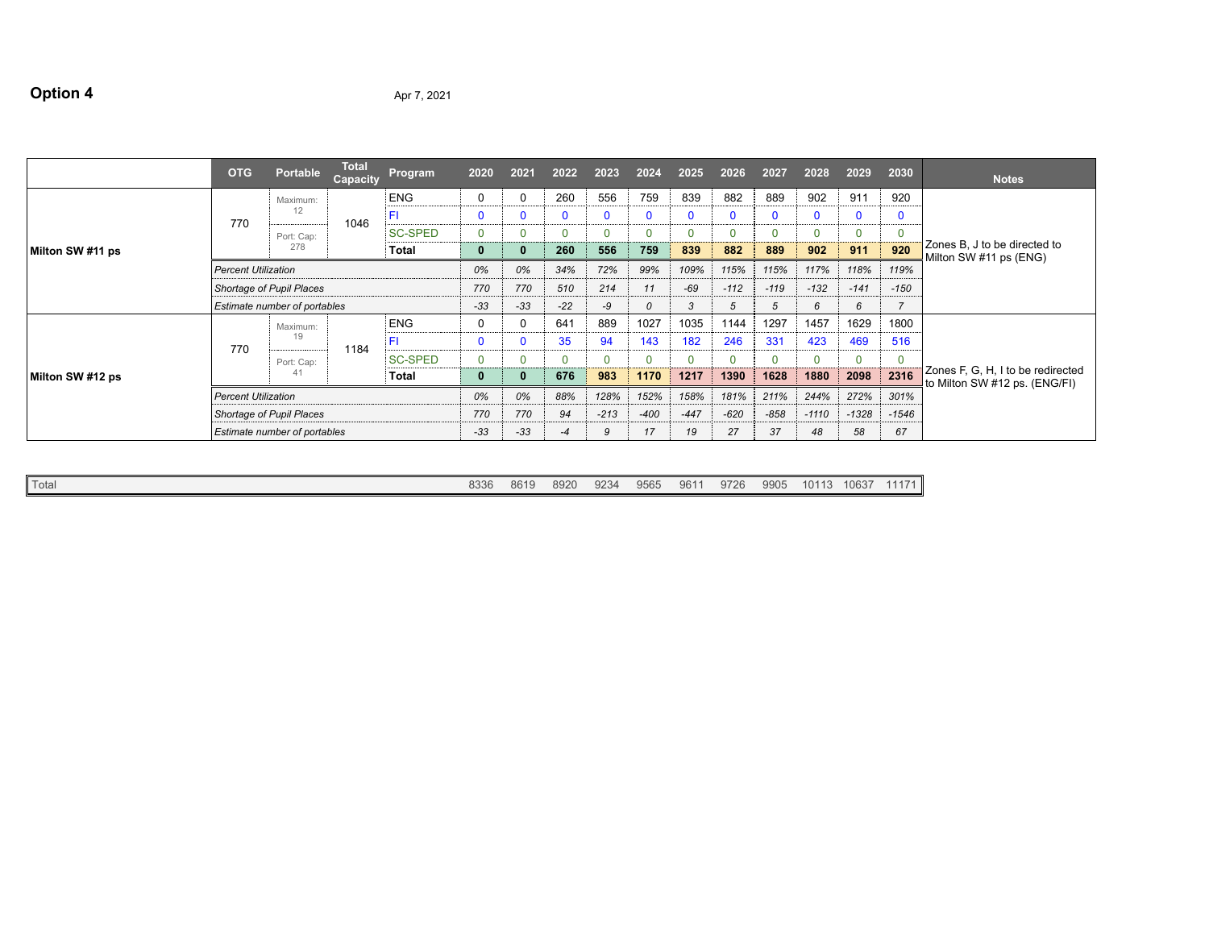## Option 4

Apr 7, 2021

| | OTG | Portable | Total Capacity | Program | 2020 | 2021 | 2022 | 2023 | 2024 | 2025 | 2026 | 2027 | 2028 | 2029 | 2030 | Notes |
|---|---|---|---|---|---|---|---|---|---|---|---|---|---|---|---|---|
| **Milton SW #11 ps** | 770 | Maximum: 12 | 1046 | ENG | 0 | 0 | 260 | 556 | 759 | 839 | 882 | 889 | 902 | 911 | 920 | Zones B, J to be directed to Milton SW #11 ps (ENG) |
| | | | | FI | 0 | 0 | 0 | 0 | 0 | 0 | 0 | 0 | 0 | 0 | 0 | |
| | | Port: Cap: 278 | | SC-SPED | 0 | 0 | 0 | 0 | 0 | 0 | 0 | 0 | 0 | 0 | 0 | |
| | | | | **Total** | **0** | **0** | **260** | **556** | **759** | **839** | **882** | **889** | **902** | **911** | **920** | |
| | *Percent Utilization* | | | | *0%* | *0%* | *34%* | *72%* | *99%* | *109%* | *115%* | *115%* | *117%* | *118%* | *119%* | |
| | *Shortage of Pupil Places* | | | | *770* | *770* | *510* | *214* | *11* | *-69* | *-112* | *-119* | *-132* | *-141* | *-150* | |
| | *Estimate number of portables* | | | | *-33* | *-33* | *-22* | *-9* | *0* | *3* | *5* | *5* | *6* | *6* | *7* | |
| **Milton SW #12 ps** | 770 | Maximum: 19 | 1184 | ENG | 0 | 0 | 641 | 889 | 1027 | 1035 | 1144 | 1297 | 1457 | 1629 | 1800 | Zones F, G, H, I to be redirected to Milton SW #12 ps. (ENG/FI) |
| | | | | FI | 0 | 0 | 35 | 94 | 143 | 182 | 246 | 331 | 423 | 469 | 516 | |
| | | Port: Cap: 41 | | SC-SPED | 0 | 0 | 0 | 0 | 0 | 0 | 0 | 0 | 0 | 0 | 0 | |
| | | | | **Total** | **0** | **0** | **676** | **983** | **1170** | **1217** | **1390** | **1628** | **1880** | **2098** | **2316** | |
| | *Percent Utilization* | | | | *0%* | *0%* | *88%* | *128%* | *152%* | *158%* | *181%* | *211%* | *244%* | *272%* | *301%* | |
| | *Shortage of Pupil Places* | | | | *770* | *770* | *94* | *-213* | *-400* | *-447* | *-620* | *-858* | *-1110* | *-1328* | *-1546* | |
| | *Estimate number of portables* | | | | *-33* | *-33* | *-4* | *9* | *17* | *19* | *27* | *37* | *48* | *58* | *67* | |

| Total | 2020 | 2021 | 2022 | 2023 | 2024 | 2025 | 2026 | 2027 | 2028 | 2029 | 2030 |
|---|---|---|---|---|---|---|---|---|---|---|---|
| Total | 8336 | 8619 | 8920 | 9234 | 9565 | 9611 | 9726 | 9905 | 10113 | 10637 | 11171 |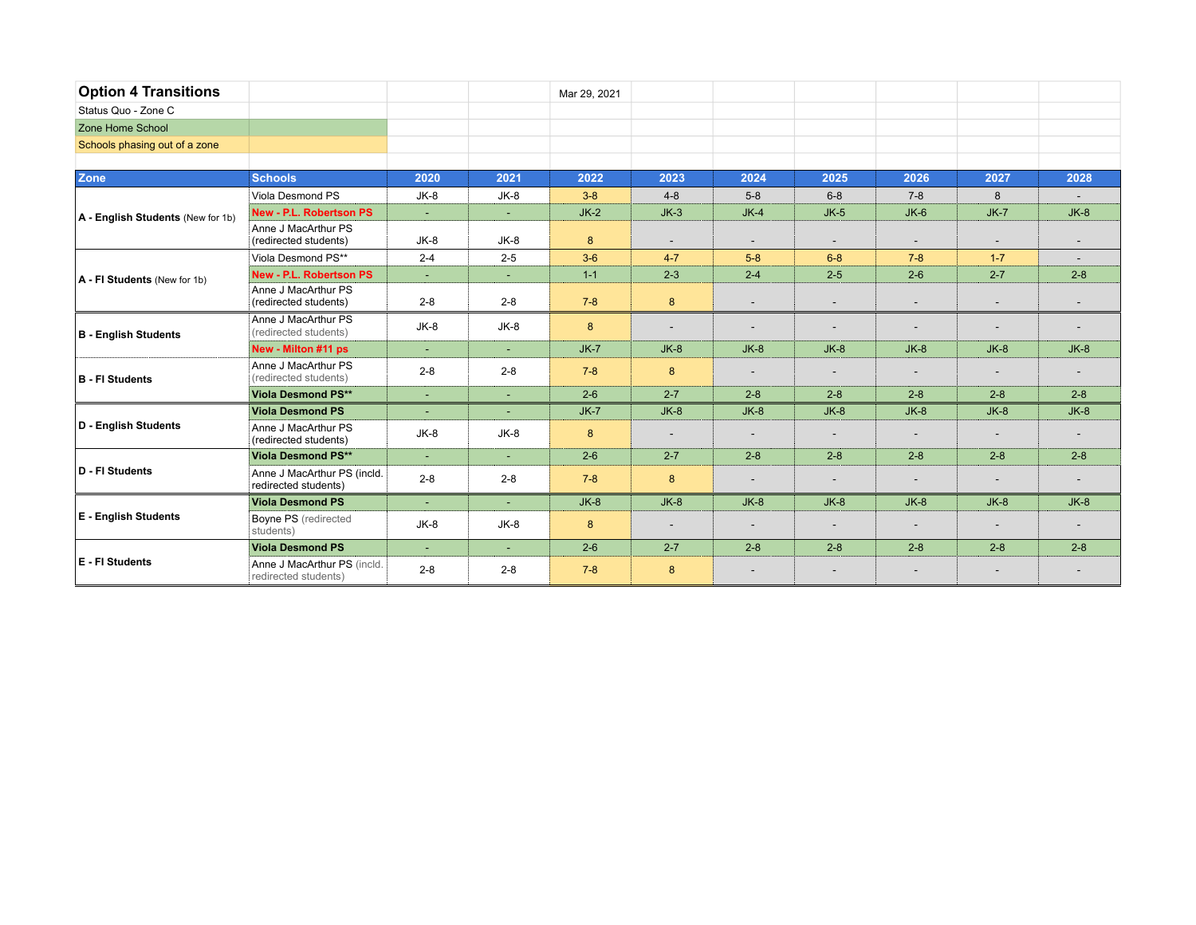# Option 4 Transitions

Mar 29, 2021

Status Quo - Zone C

Zone Home School

Schools phasing out of a zone

| Zone | Schools | 2020 | 2021 | 2022 | 2023 | 2024 | 2025 | 2026 | 2027 | 2028 |
|---|---|---|---|---|---|---|---|---|---|---|
| **A - English Students** (New for 1b) | Viola Desmond PS | JK-8 | JK-8 | 3-8 | 4-8 | 5-8 | 6-8 | 7-8 | 8 | - |
| | **New - P.L. Robertson PS** | - | - | JK-2 | JK-3 | JK-4 | JK-5 | JK-6 | JK-7 | JK-8 |
| | Anne J MacArthur PS (redirected students) | JK-8 | JK-8 | 8 | - | - | - | - | - | - |
| **A - FI Students** (New for 1b) | Viola Desmond PS** | 2-4 | 2-5 | 3-6 | 4-7 | 5-8 | 6-8 | 7-8 | 1-7 | - |
| | **New - P.L. Robertson PS** | - | - | 1-1 | 2-3 | 2-4 | 2-5 | 2-6 | 2-7 | 2-8 |
| | Anne J MacArthur PS (redirected students) | 2-8 | 2-8 | 7-8 | 8 | - | - | - | - | - |
| **B - English Students** | Anne J MacArthur PS (redirected students) | JK-8 | JK-8 | 8 | - | - | - | - | - | - |
| | **New - Milton #11 ps** | - | - | JK-7 | JK-8 | JK-8 | JK-8 | JK-8 | JK-8 | JK-8 |
| **B - FI Students** | Anne J MacArthur PS (redirected students) | 2-8 | 2-8 | 7-8 | 8 | - | - | - | - | - |
| | **Viola Desmond PS**** | - | - | 2-6 | 2-7 | 2-8 | 2-8 | 2-8 | 2-8 | 2-8 |
| **D - English Students** | **Viola Desmond PS** | - | - | JK-7 | JK-8 | JK-8 | JK-8 | JK-8 | JK-8 | JK-8 |
| | Anne J MacArthur PS (redirected students) | JK-8 | JK-8 | 8 | - | - | - | - | - | - |
| **D - FI Students** | **Viola Desmond PS**** | - | - | 2-6 | 2-7 | 2-8 | 2-8 | 2-8 | 2-8 | 2-8 |
| | Anne J MacArthur PS (incld. redirected students) | 2-8 | 2-8 | 7-8 | 8 | - | - | - | - | - |
| **E - English Students** | **Viola Desmond PS** | - | - | JK-8 | JK-8 | JK-8 | JK-8 | JK-8 | JK-8 | JK-8 |
| | Boyne PS (redirected students) | JK-8 | JK-8 | 8 | - | - | - | - | - | - |
| **E - FI Students** | **Viola Desmond PS** | - | - | 2-6 | 2-7 | 2-8 | 2-8 | 2-8 | 2-8 | 2-8 |
| | Anne J MacArthur PS (incld. redirected students) | 2-8 | 2-8 | 7-8 | 8 | - | - | - | - | - |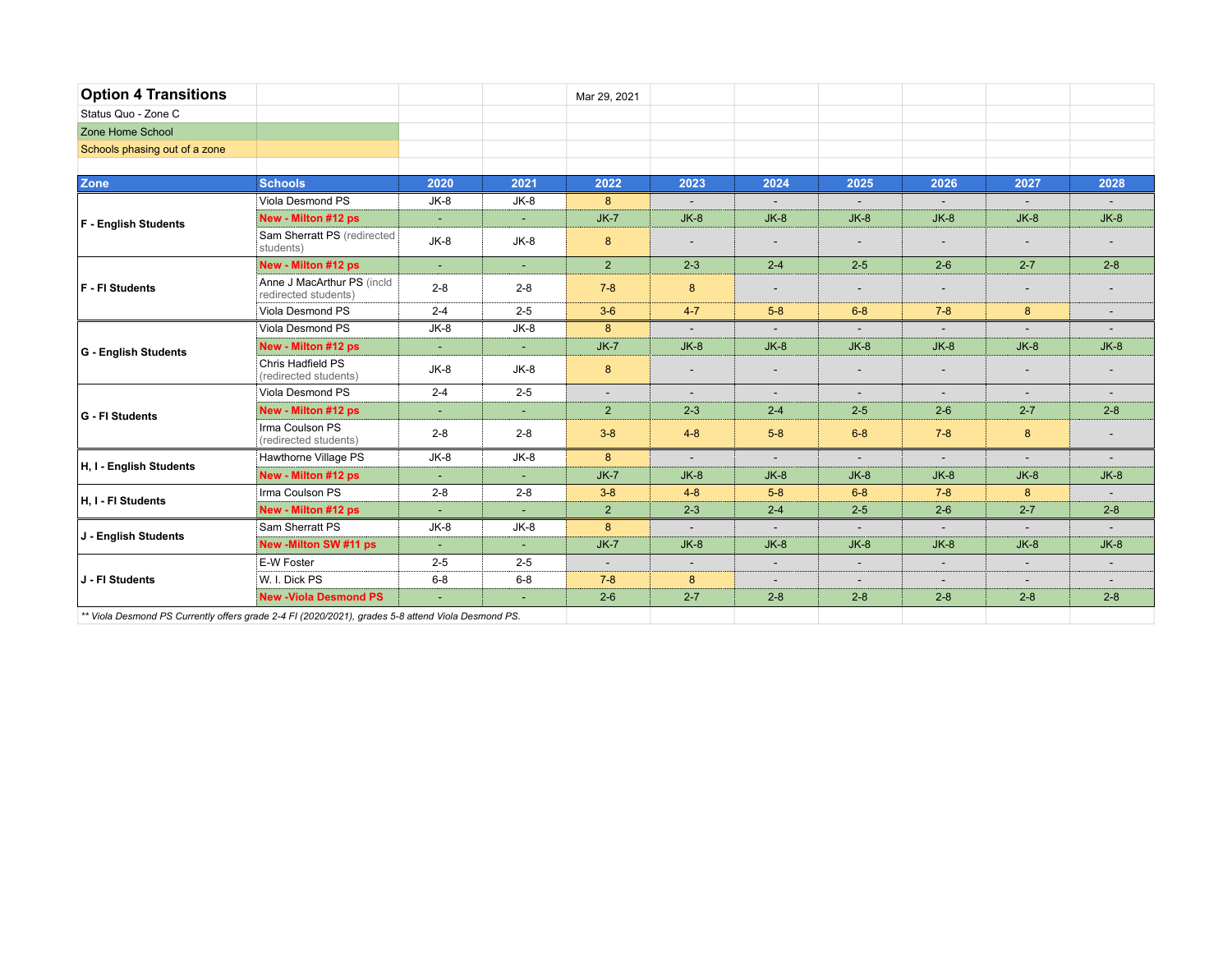# Option 4 Transitions

Mar 29, 2021

Status Quo - Zone C

Zone Home School

Schools phasing out of a zone

| Zone | Schools | 2020 | 2021 | 2022 | 2023 | 2024 | 2025 | 2026 | 2027 | 2028 |
|---|---|---|---|---|---|---|---|---|---|---|
| **F - English Students** | Viola Desmond PS | JK-8 | JK-8 | 8 | - | - | - | - | - | - |
| | **New - Milton #12 ps** | - | - | JK-7 | JK-8 | JK-8 | JK-8 | JK-8 | JK-8 | JK-8 |
| | Sam Sherratt PS (redirected students) | JK-8 | JK-8 | 8 | - | - | - | - | - | - |
| **F - FI Students** | **New - Milton #12 ps** | - | - | 2 | 2-3 | 2-4 | 2-5 | 2-6 | 2-7 | 2-8 |
| | Anne J MacArthur PS (incld redirected students) | 2-8 | 2-8 | 7-8 | 8 | - | - | - | - | - |
| | Viola Desmond PS | 2-4 | 2-5 | 3-6 | 4-7 | 5-8 | 6-8 | 7-8 | 8 | - |
| **G - English Students** | Viola Desmond PS | JK-8 | JK-8 | 8 | - | - | - | - | - | - |
| | **New - Milton #12 ps** | - | - | JK-7 | JK-8 | JK-8 | JK-8 | JK-8 | JK-8 | JK-8 |
| | Chris Hadfield PS (redirected students) | JK-8 | JK-8 | 8 | - | - | - | - | - | - |
| **G - FI Students** | Viola Desmond PS | 2-4 | 2-5 | - | - | - | - | - | - | - |
| | **New - Milton #12 ps** | - | - | 2 | 2-3 | 2-4 | 2-5 | 2-6 | 2-7 | 2-8 |
| | Irma Coulson PS (redirected students) | 2-8 | 2-8 | 3-8 | 4-8 | 5-8 | 6-8 | 7-8 | 8 | - |
| **H, I - English Students** | Hawthorne Village PS | JK-8 | JK-8 | 8 | - | - | - | - | - | - |
| | **New - Milton #12 ps** | - | - | JK-7 | JK-8 | JK-8 | JK-8 | JK-8 | JK-8 | JK-8 |
| **H, I - FI Students** | Irma Coulson PS | 2-8 | 2-8 | 3-8 | 4-8 | 5-8 | 6-8 | 7-8 | 8 | - |
| | **New - Milton #12 ps** | - | - | 2 | 2-3 | 2-4 | 2-5 | 2-6 | 2-7 | 2-8 |
| **J - English Students** | Sam Sherratt PS | JK-8 | JK-8 | 8 | - | - | - | - | - | - |
| | **New -Milton SW #11 ps** | - | - | JK-7 | JK-8 | JK-8 | JK-8 | JK-8 | JK-8 | JK-8 |
| **J - FI Students** | E-W Foster | 2-5 | 2-5 | - | - | - | - | - | - | - |
| | W. I. Dick PS | 6-8 | 6-8 | 7-8 | 8 | - | - | - | - | - |
| | **New -Viola Desmond PS** | - | - | 2-6 | 2-7 | 2-8 | 2-8 | 2-8 | 2-8 | 2-8 |

*** Viola Desmond PS Currently offers grade 2-4 FI (2020/2021), grades 5-8 attend Viola Desmond PS.*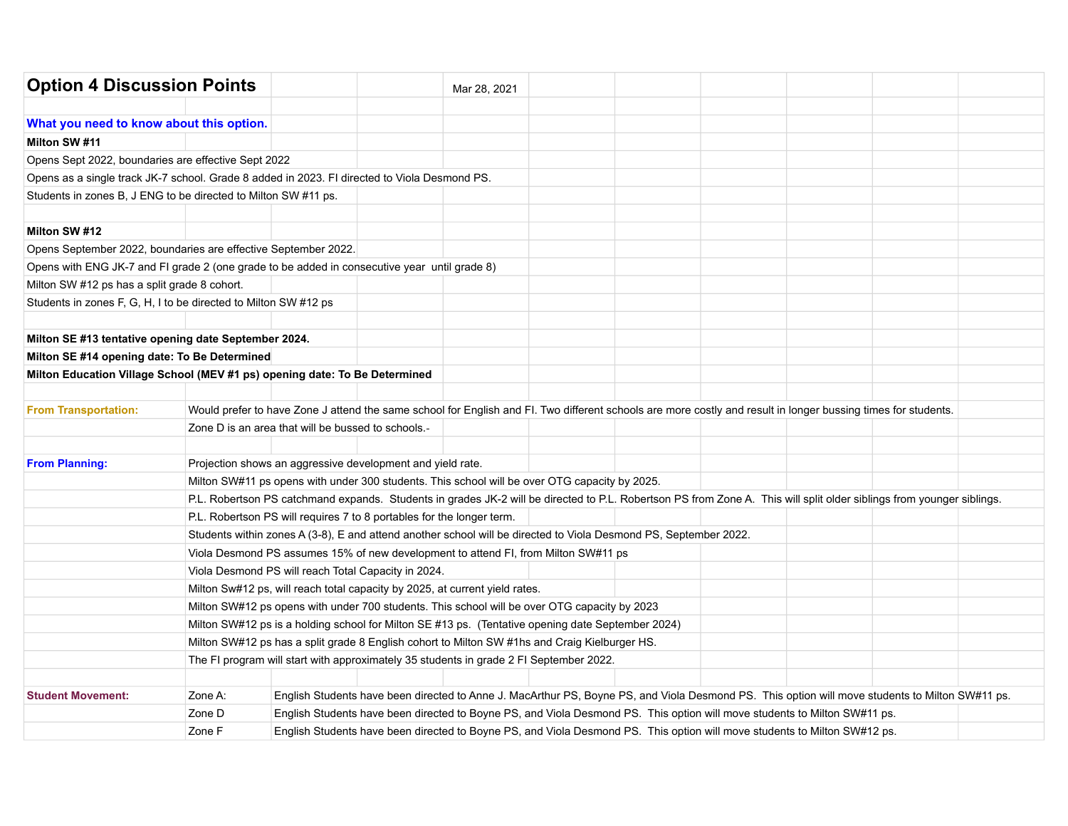# Option 4 Discussion Points

Mar 28, 2021

**What you need to know about this option.**

**Milton SW #11**

Opens Sept 2022, boundaries are effective Sept 2022

Opens as a single track JK-7 school. Grade 8 added in 2023. FI directed to Viola Desmond PS.

Students in zones B, J ENG to be directed to Milton SW #11 ps.

**Milton SW #12**

Opens September 2022, boundaries are effective September 2022.

Opens with ENG JK-7 and FI grade 2 (one grade to be added in consecutive year until grade 8)

Milton SW #12 ps has a split grade 8 cohort.

Students in zones F, G, H, I to be directed to Milton SW #12 ps

**Milton SE #13 tentative opening date September 2024.**

**Milton SE #14 opening date: To Be Determined**

**Milton Education Village School (MEV #1 ps) opening date: To Be Determined**

| | | |
|---|---|---|
| **From Transportation:** | Would prefer to have Zone J attend the same school for English and FI. Two different schools are more costly and result in longer bussing times for students. | |
| | Zone D is an area that will be bussed to schools.- | |
| **From Planning:** | Projection shows an aggressive development and yield rate. | |
| | Milton SW#11 ps opens with under 300 students. This school will be over OTG capacity by 2025. | |
| | P.L. Robertson PS catchmand expands. Students in grades JK-2 will be directed to P.L. Robertson PS from Zone A. This will split older siblings from younger siblings. | |
| | P.L. Robertson PS will requires 7 to 8 portables for the longer term. | |
| | Students within zones A (3-8), E and attend another school will be directed to Viola Desmond PS, September 2022. | |
| | Viola Desmond PS assumes 15% of new development to attend FI, from Milton SW#11 ps | |
| | Viola Desmond PS will reach Total Capacity in 2024. | |
| | Milton Sw#12 ps, will reach total capacity by 2025, at current yield rates. | |
| | Milton SW#12 ps opens with under 700 students. This school will be over OTG capacity by 2023 | |
| | Milton SW#12 ps is a holding school for Milton SE #13 ps. (Tentative opening date September 2024) | |
| | Milton SW#12 ps has a split grade 8 English cohort to Milton SW #1hs and Craig Kielburger HS. | |
| | The FI program will start with approximately 35 students in grade 2 FI September 2022. | |
| **Student Movement:** | Zone A: | English Students have been directed to Anne J. MacArthur PS, Boyne PS, and Viola Desmond PS. This option will move students to Milton SW#11 ps. |
| | Zone D | English Students have been directed to Boyne PS, and Viola Desmond PS. This option will move students to Milton SW#11 ps. |
| | Zone F | English Students have been directed to Boyne PS, and Viola Desmond PS. This option will move students to Milton SW#12 ps. |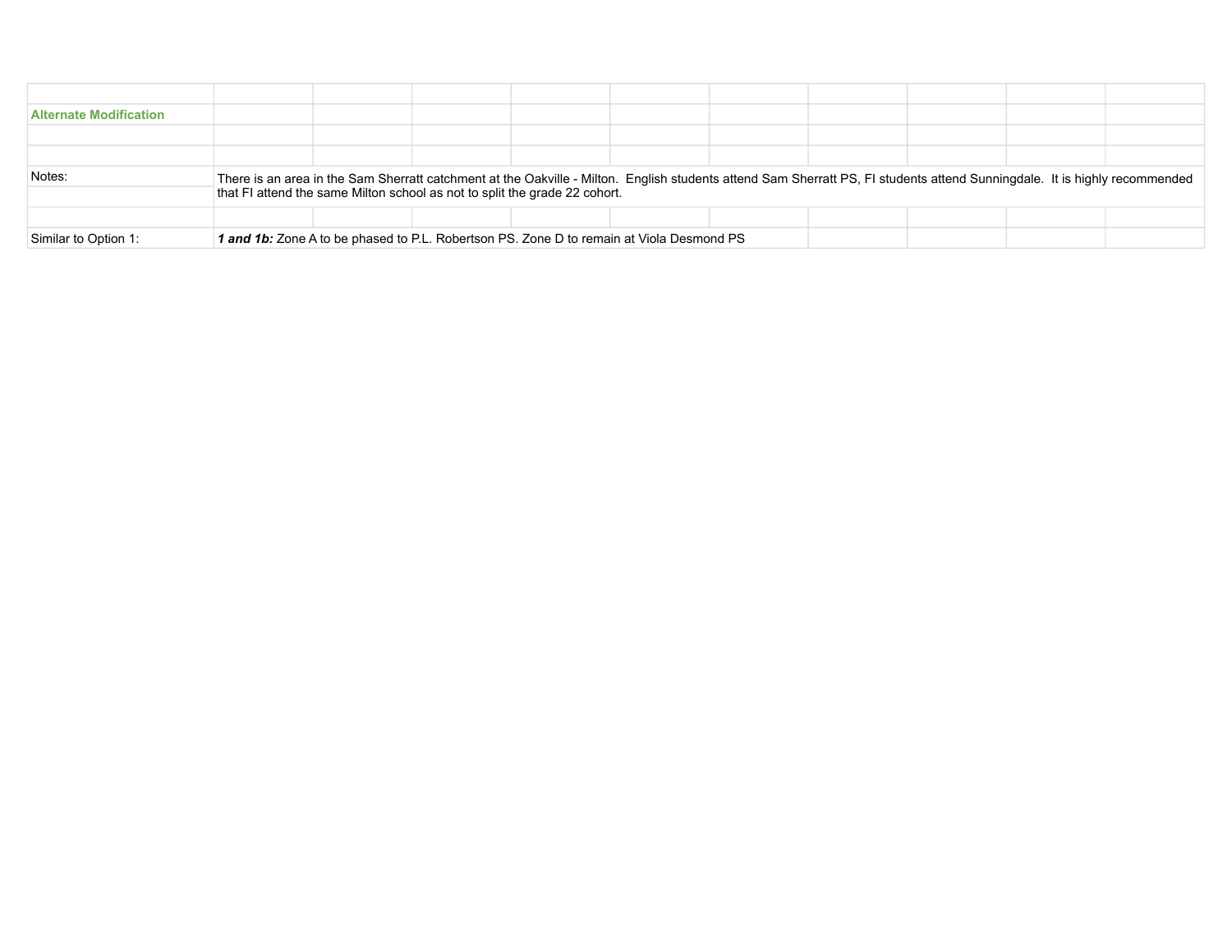| | | | | | | | | | | |
|---|---|---|---|---|---|---|---|---|---|---|
| | | | | | | | | | | |
| **Alternate Modification** | | | | | | | | | | |
| | | | | | | | | | | |
| | | | | | | | | | | |
| Notes: | There is an area in the Sam Sherratt catchment at the Oakville - Milton. English students attend Sam Sherratt PS, FI students attend Sunningdale. It is highly recommended that FI attend the same Milton school as not to split the grade 22 cohort. | | | | | | | | | |
| | | | | | | | | | | |
| Similar to Option 1: | ***1 and 1b:*** Zone A to be phased to P.L. Robertson PS. Zone D to remain at Viola Desmond PS | | | | | | | | | |